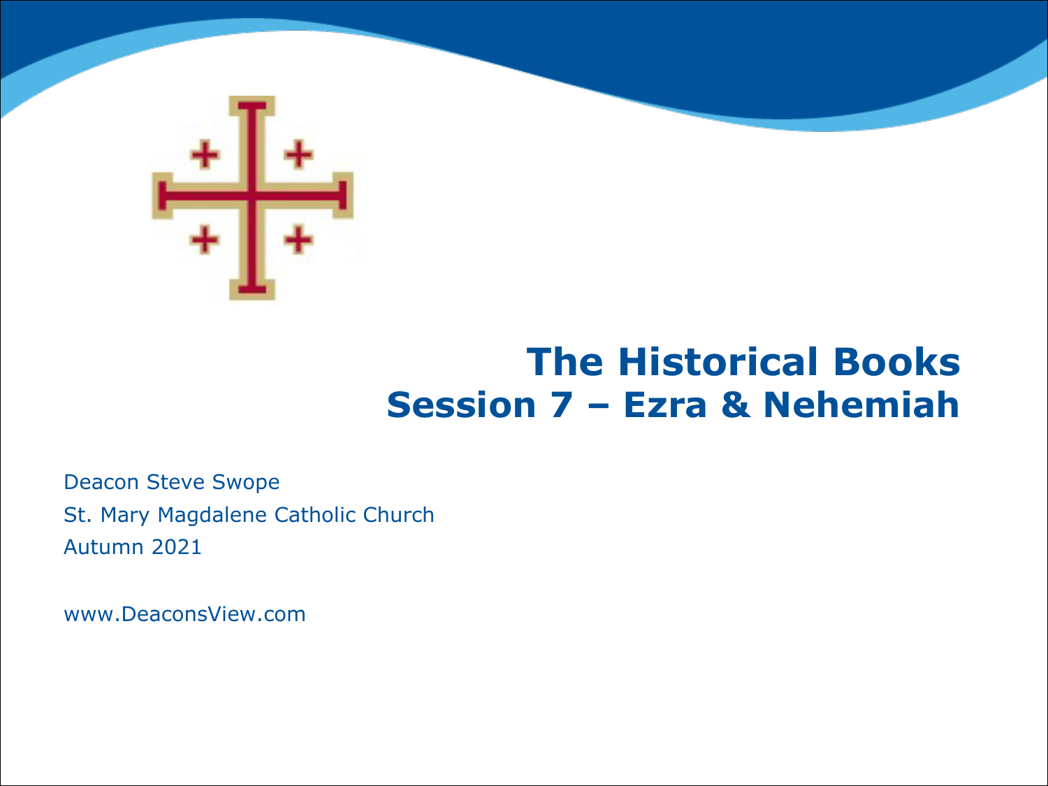# The Historical Books
## Session 7 – Ezra & Nehemiah

Deacon Steve Swope
St. Mary Magdalene Catholic Church
Autumn 2021

www.DeaconsView.com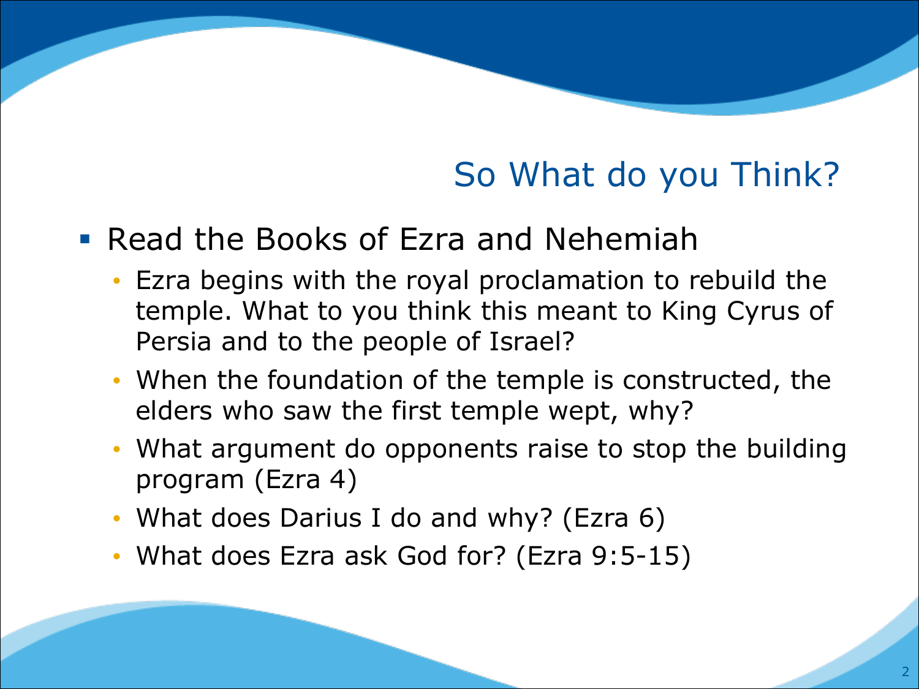## So What do you Think?

- Read the Books of Ezra and Nehemiah
  - Ezra begins with the royal proclamation to rebuild the temple. What to you think this meant to King Cyrus of Persia and to the people of Israel?
  - When the foundation of the temple is constructed, the elders who saw the first temple wept, why?
  - What argument do opponents raise to stop the building program (Ezra 4)
  - What does Darius I do and why? (Ezra 6)
  - What does Ezra ask God for? (Ezra 9:5-15)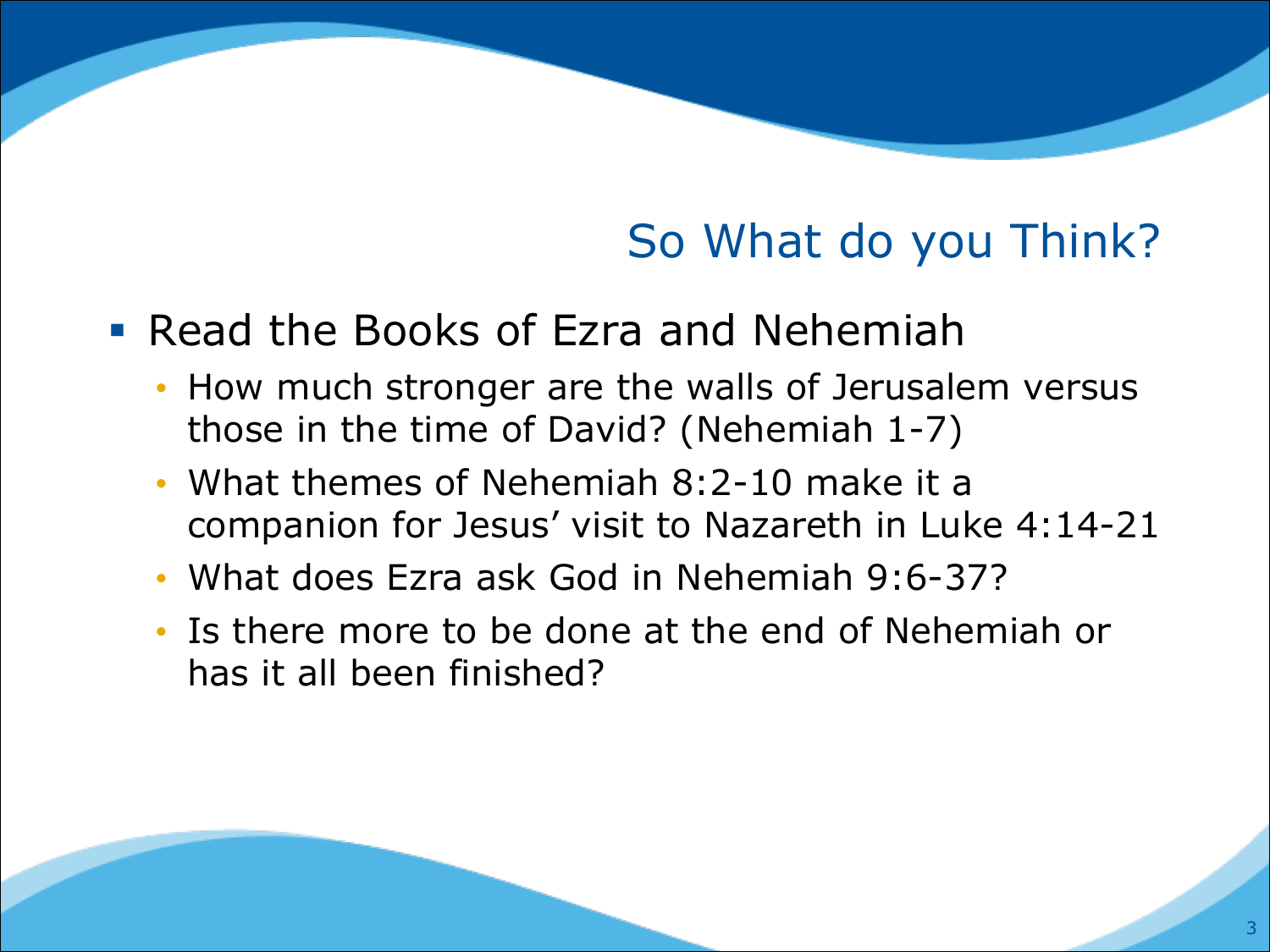## So What do you Think?

- Read the Books of Ezra and Nehemiah
  - How much stronger are the walls of Jerusalem versus those in the time of David? (Nehemiah 1-7)
  - What themes of Nehemiah 8:2-10 make it a companion for Jesus' visit to Nazareth in Luke 4:14-21
  - What does Ezra ask God in Nehemiah 9:6-37?
  - Is there more to be done at the end of Nehemiah or has it all been finished?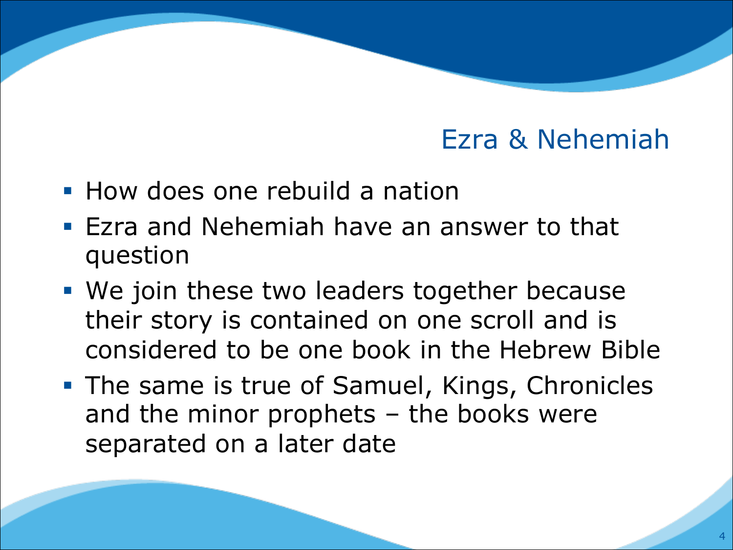## Ezra & Nehemiah

- How does one rebuild a nation
- Ezra and Nehemiah have an answer to that question
- We join these two leaders together because their story is contained on one scroll and is considered to be one book in the Hebrew Bible
- The same is true of Samuel, Kings, Chronicles and the minor prophets – the books were separated on a later date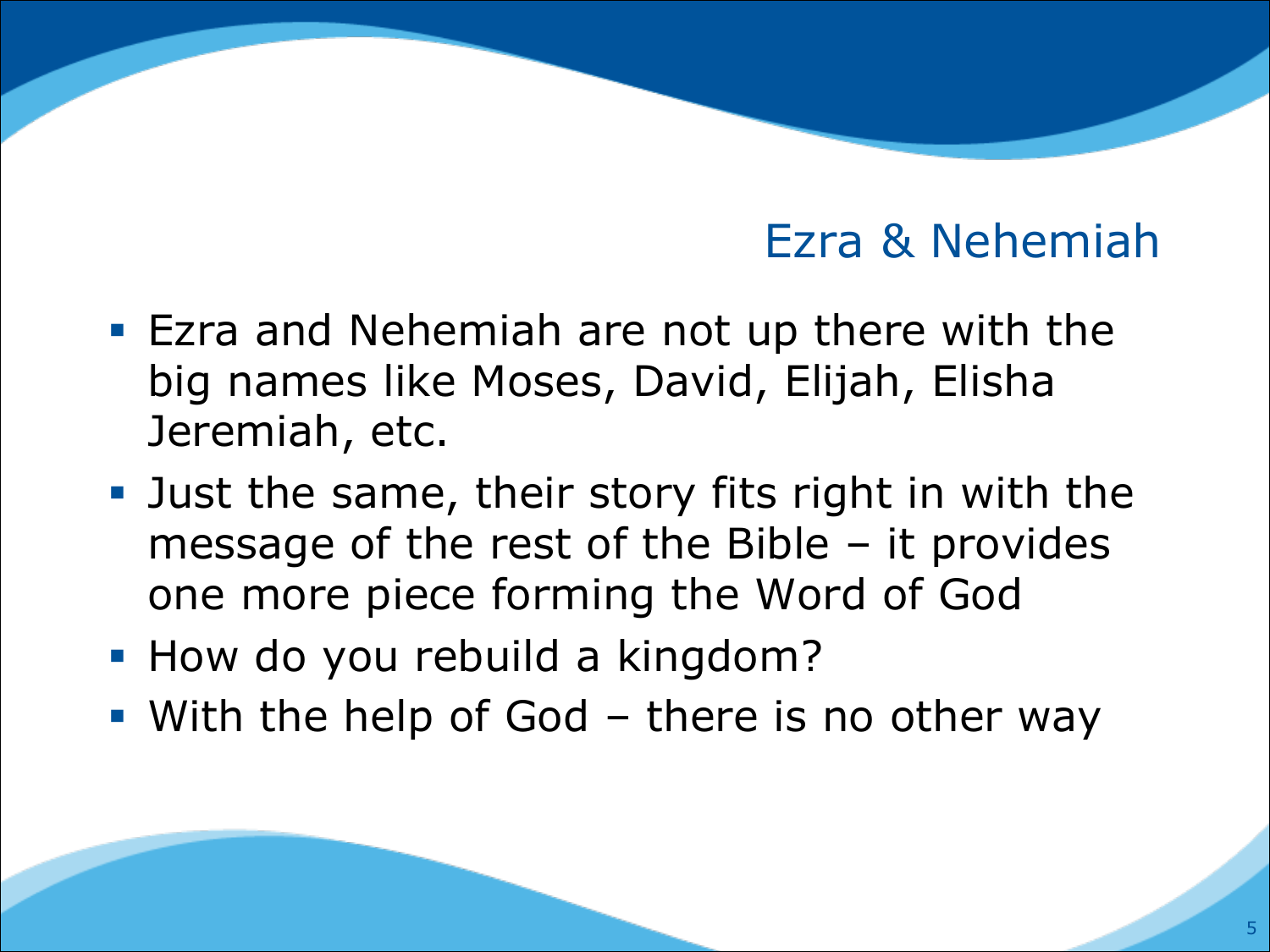## Ezra & Nehemiah

- Ezra and Nehemiah are not up there with the big names like Moses, David, Elijah, Elisha Jeremiah, etc.
- Just the same, their story fits right in with the message of the rest of the Bible – it provides one more piece forming the Word of God
- How do you rebuild a kingdom?
- With the help of God – there is no other way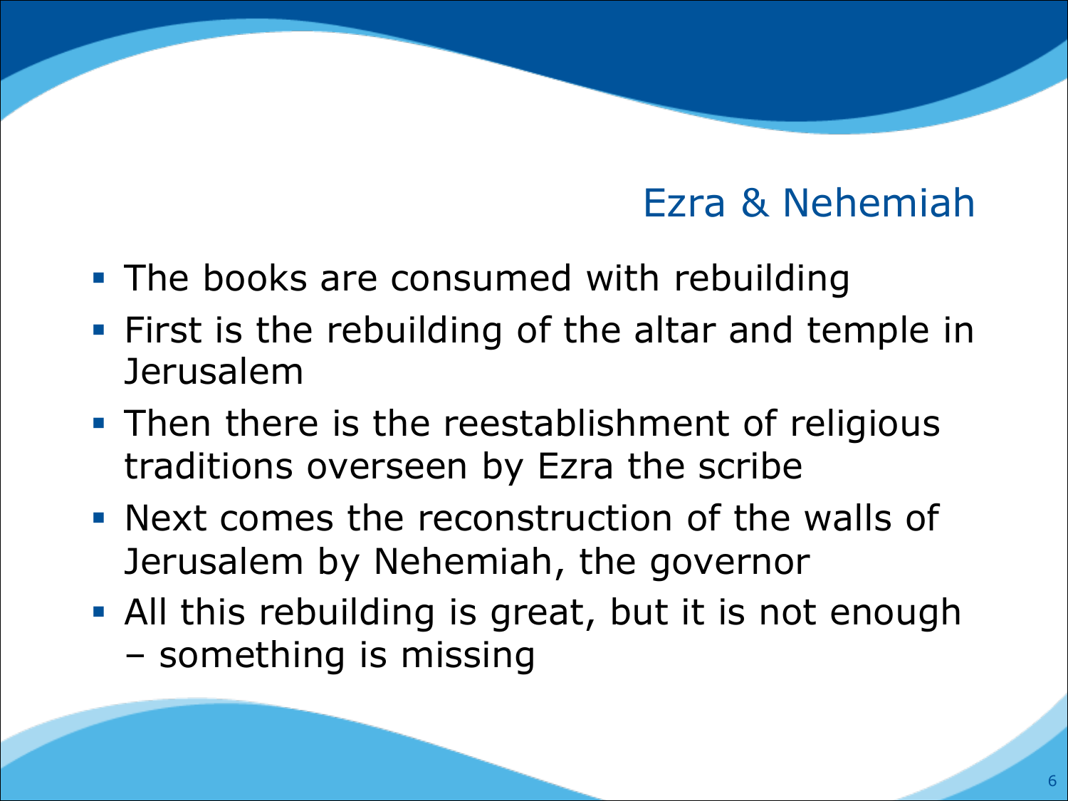# Ezra & Nehemiah

- The books are consumed with rebuilding
- First is the rebuilding of the altar and temple in Jerusalem
- Then there is the reestablishment of religious traditions overseen by Ezra the scribe
- Next comes the reconstruction of the walls of Jerusalem by Nehemiah, the governor
- All this rebuilding is great, but it is not enough – something is missing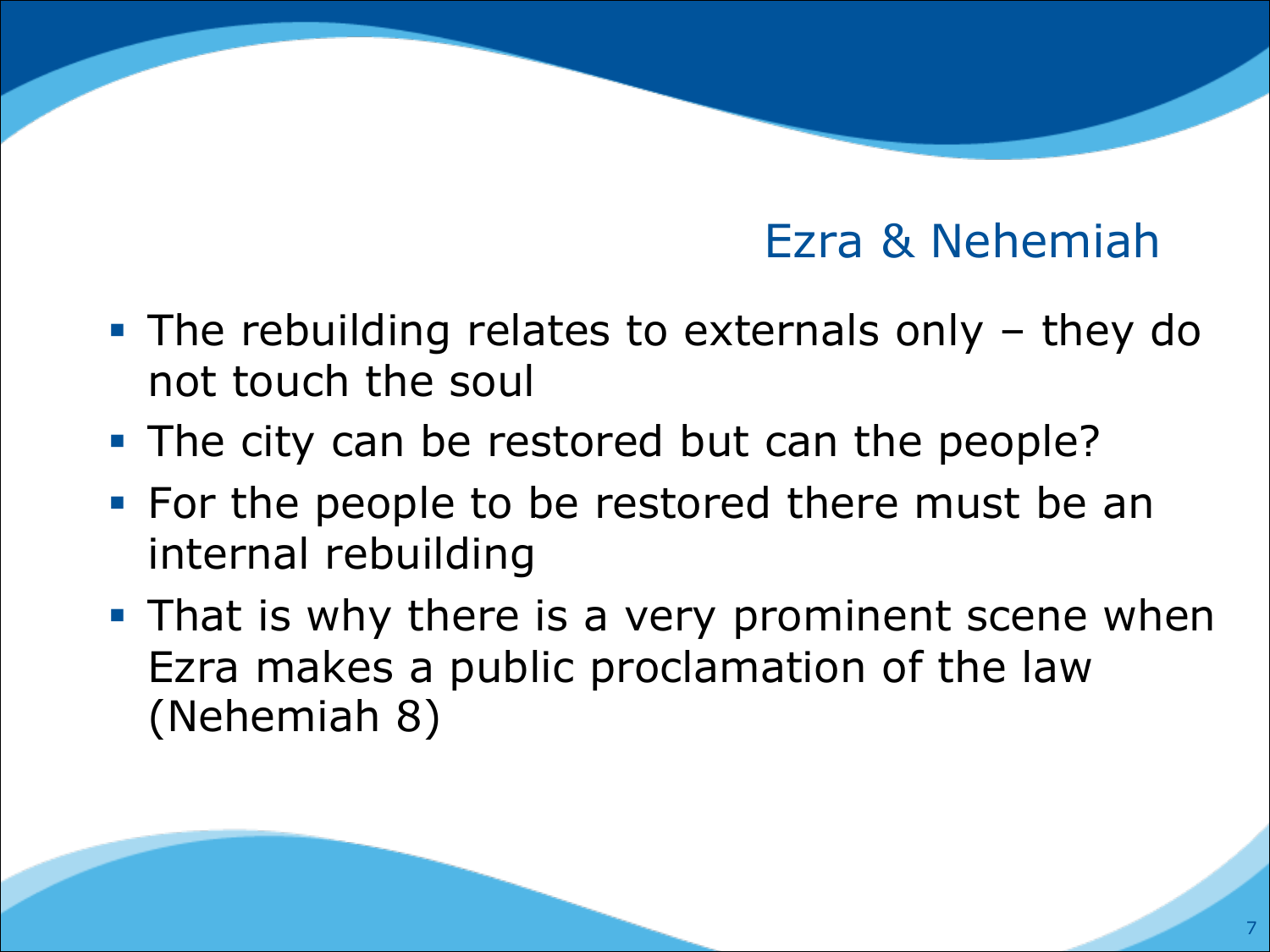## Ezra & Nehemiah

- The rebuilding relates to externals only – they do not touch the soul
- The city can be restored but can the people?
- For the people to be restored there must be an internal rebuilding
- That is why there is a very prominent scene when Ezra makes a public proclamation of the law (Nehemiah 8)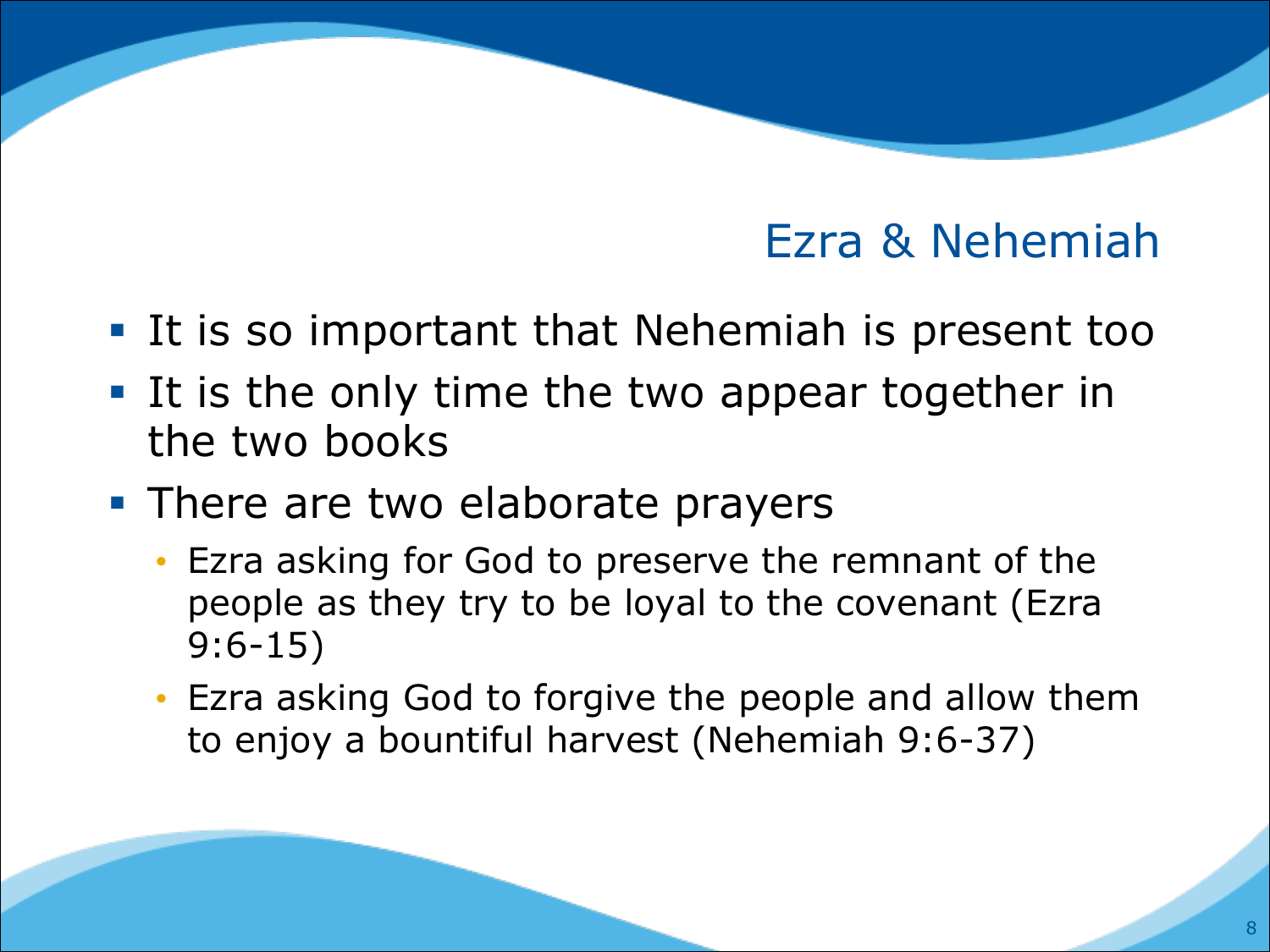## Ezra & Nehemiah

- It is so important that Nehemiah is present too
- It is the only time the two appear together in the two books
- There are two elaborate prayers
  - Ezra asking for God to preserve the remnant of the people as they try to be loyal to the covenant (Ezra 9:6-15)
  - Ezra asking God to forgive the people and allow them to enjoy a bountiful harvest (Nehemiah 9:6-37)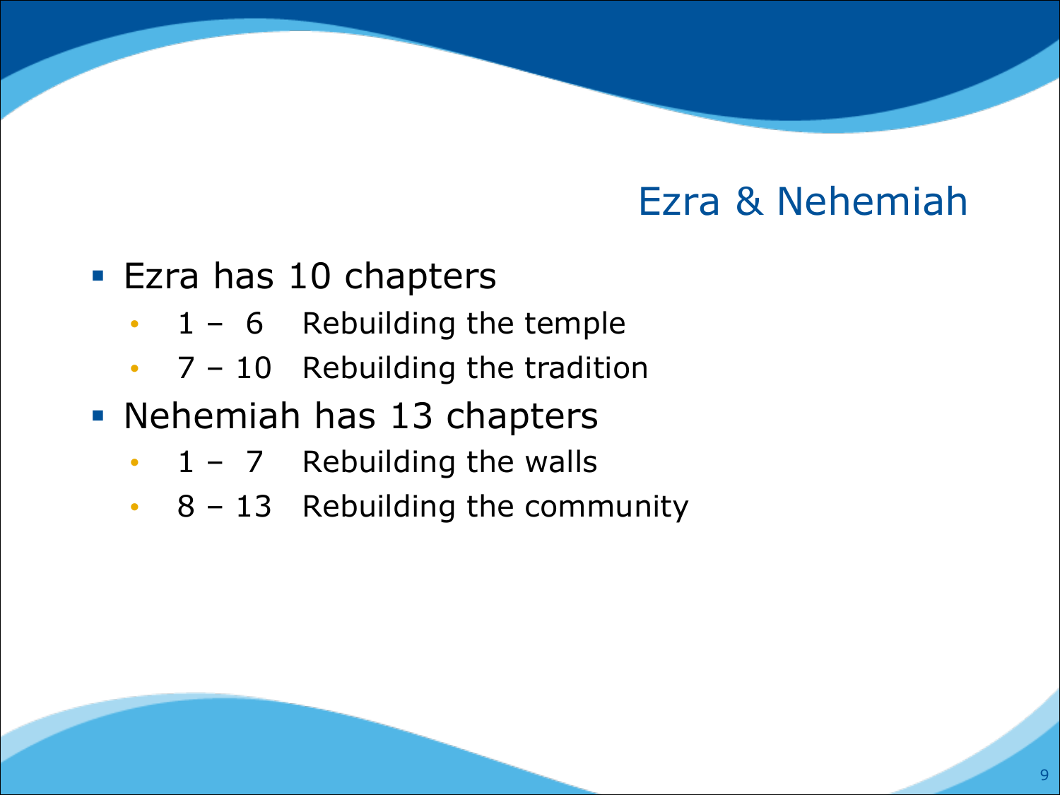# Ezra & Nehemiah

- Ezra has 10 chapters
  - 1 – 6 Rebuilding the temple
  - 7 – 10 Rebuilding the tradition
- Nehemiah has 13 chapters
  - 1 – 7 Rebuilding the walls
  - 8 – 13 Rebuilding the community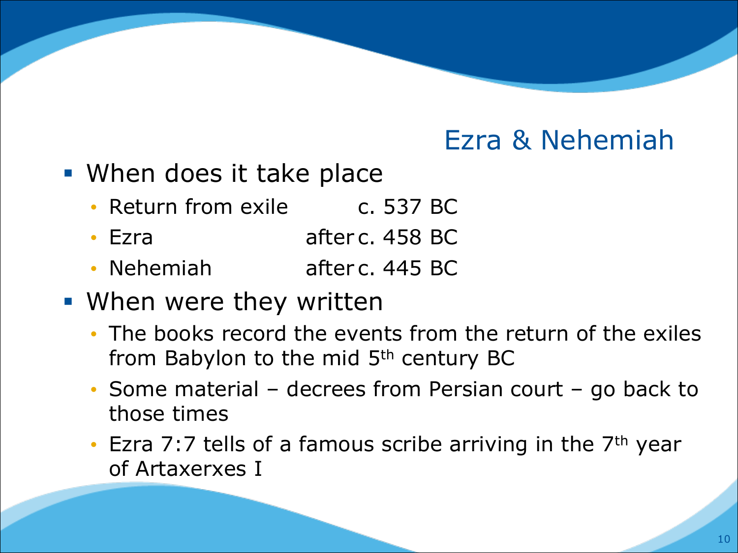# Ezra & Nehemiah

- When does it take place
  - Return from exile c. 537 BC
  - Ezra after c. 458 BC
  - Nehemiah after c. 445 BC
- When were they written
  - The books record the events from the return of the exiles from Babylon to the mid 5th century BC
  - Some material – decrees from Persian court – go back to those times
  - Ezra 7:7 tells of a famous scribe arriving in the 7th year of Artaxerxes I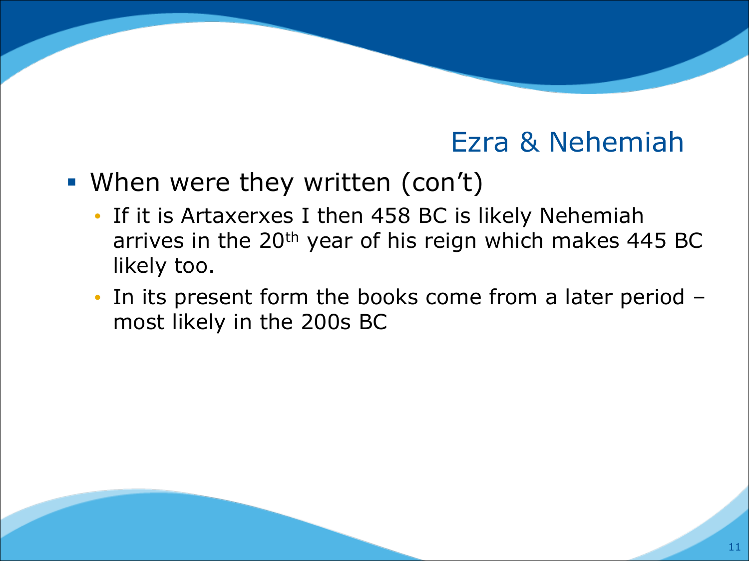## Ezra & Nehemiah

- When were they written (con't)
  - If it is Artaxerxes I then 458 BC is likely Nehemiah arrives in the 20$^{th}$ year of his reign which makes 445 BC likely too.
  - In its present form the books come from a later period – most likely in the 200s BC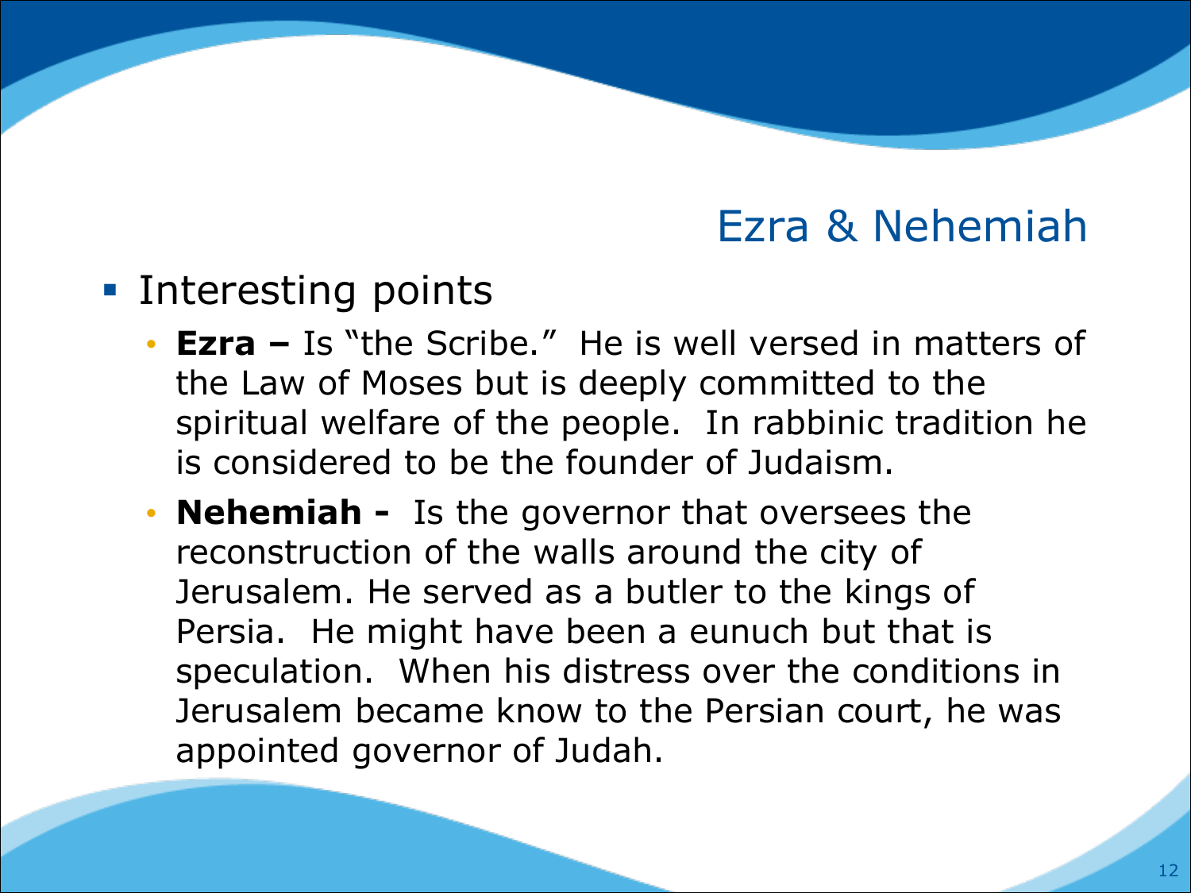## Ezra & Nehemiah

- Interesting points
  - **Ezra –** Is "the Scribe." He is well versed in matters of the Law of Moses but is deeply committed to the spiritual welfare of the people. In rabbinic tradition he is considered to be the founder of Judaism.
  - **Nehemiah -** Is the governor that oversees the reconstruction of the walls around the city of Jerusalem. He served as a butler to the kings of Persia. He might have been a eunuch but that is speculation. When his distress over the conditions in Jerusalem became know to the Persian court, he was appointed governor of Judah.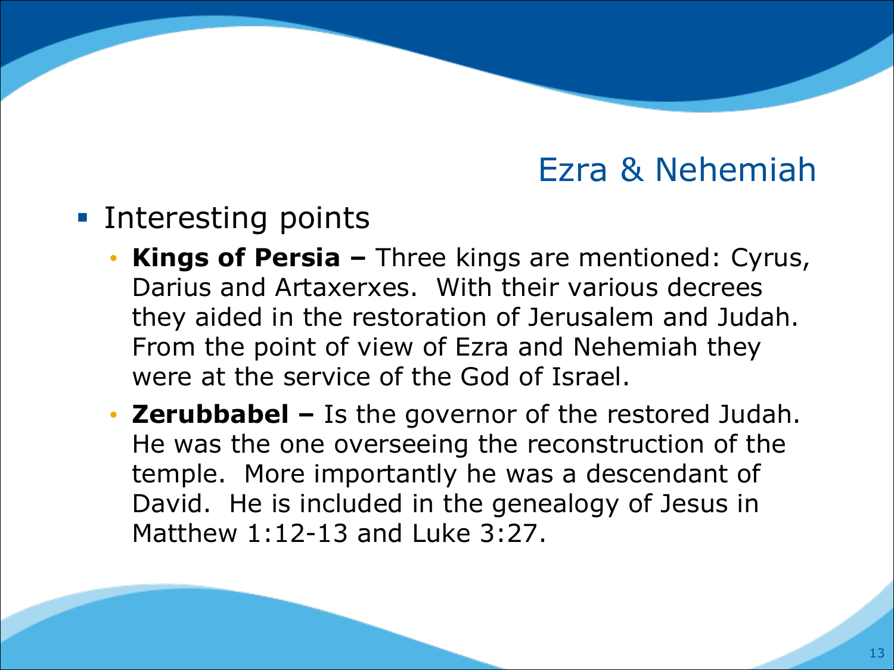# Ezra & Nehemiah

- Interesting points
  - **Kings of Persia –** Three kings are mentioned: Cyrus, Darius and Artaxerxes. With their various decrees they aided in the restoration of Jerusalem and Judah. From the point of view of Ezra and Nehemiah they were at the service of the God of Israel.
  - **Zerubbabel –** Is the governor of the restored Judah. He was the one overseeing the reconstruction of the temple. More importantly he was a descendant of David. He is included in the genealogy of Jesus in Matthew 1:12-13 and Luke 3:27.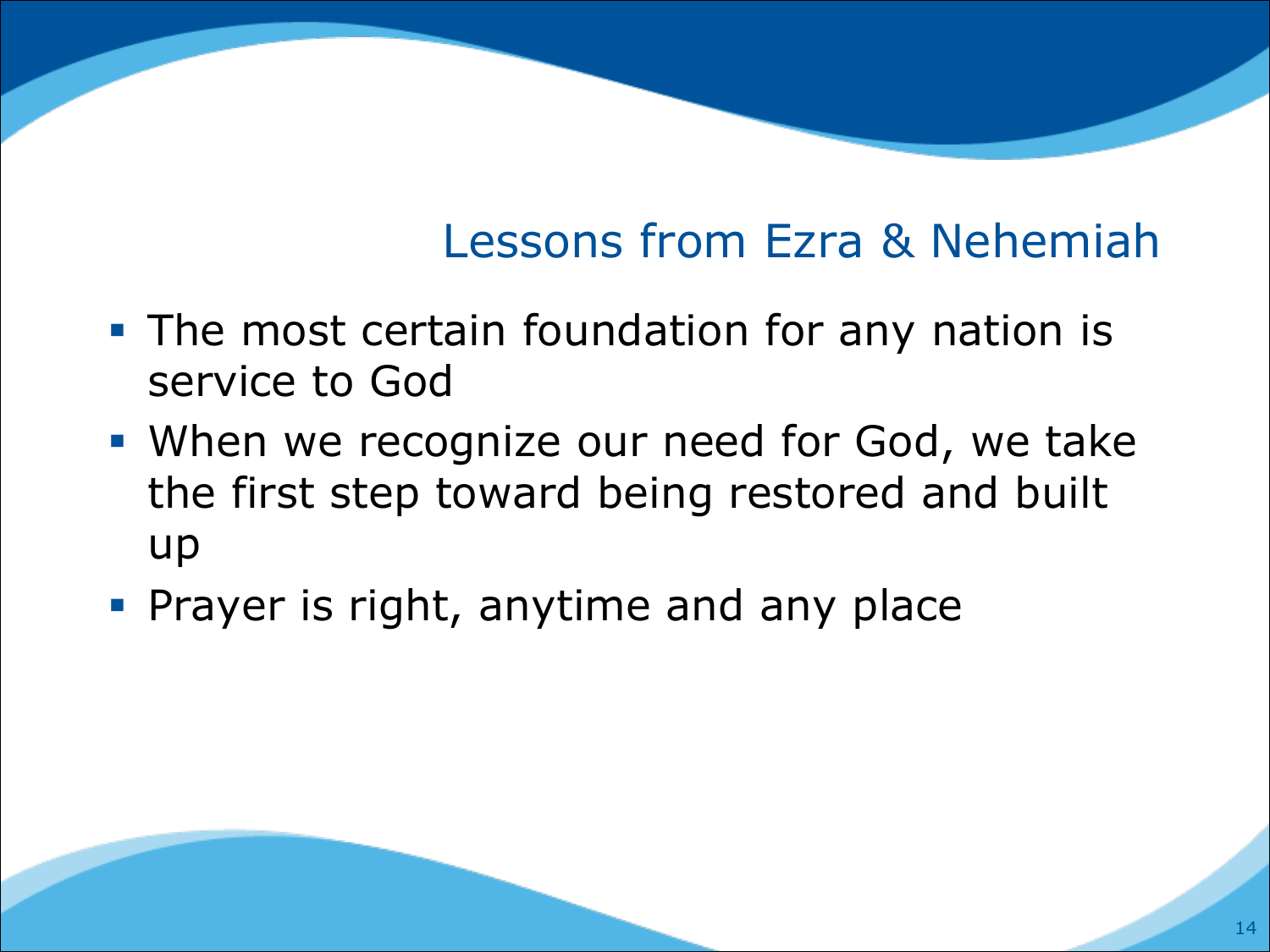## Lessons from Ezra & Nehemiah

- The most certain foundation for any nation is service to God
- When we recognize our need for God, we take the first step toward being restored and built up
- Prayer is right, anytime and any place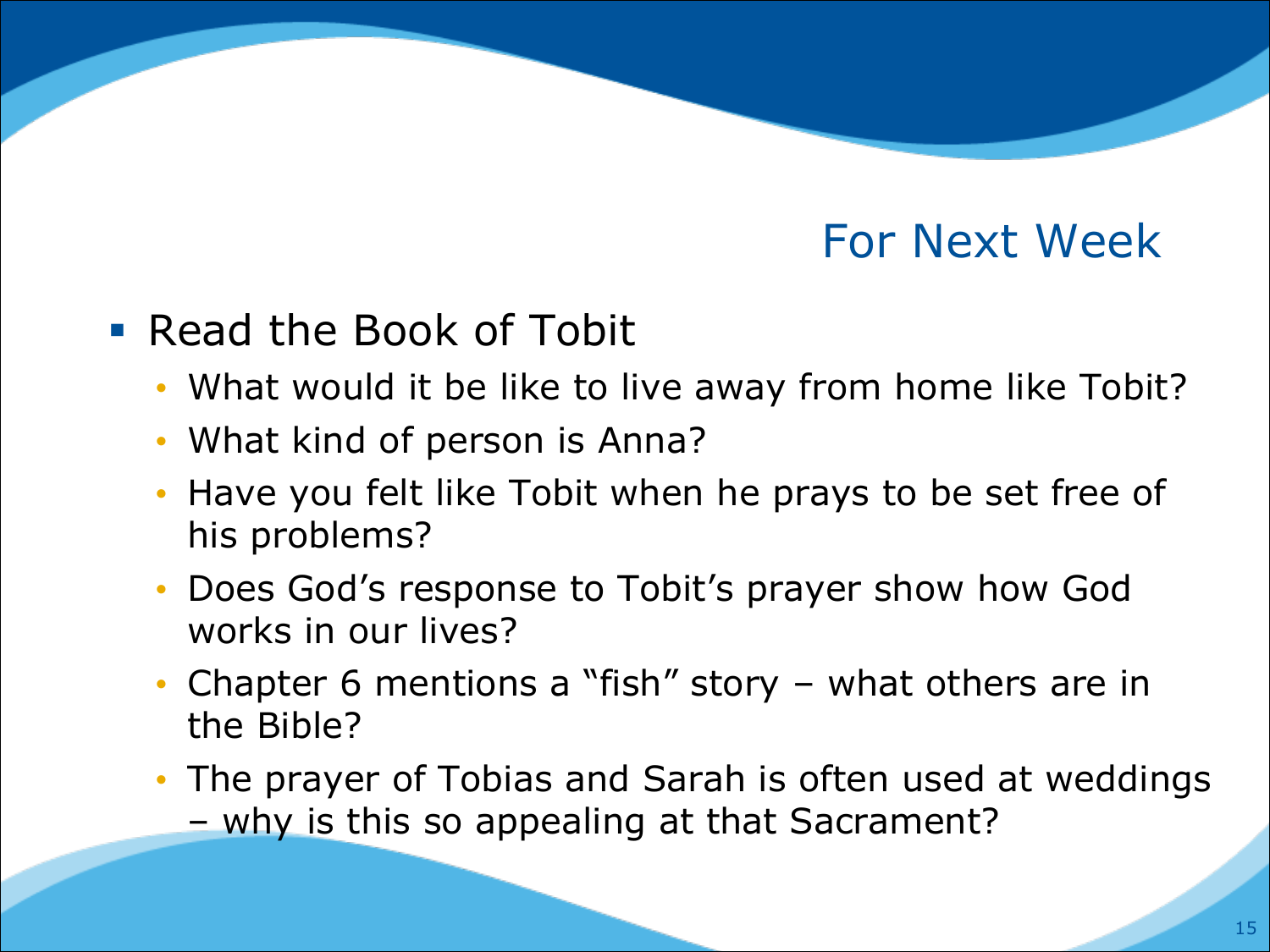## For Next Week

- Read the Book of Tobit
  - What would it be like to live away from home like Tobit?
  - What kind of person is Anna?
  - Have you felt like Tobit when he prays to be set free of his problems?
  - Does God's response to Tobit's prayer show how God works in our lives?
  - Chapter 6 mentions a "fish" story – what others are in the Bible?
  - The prayer of Tobias and Sarah is often used at weddings – why is this so appealing at that Sacrament?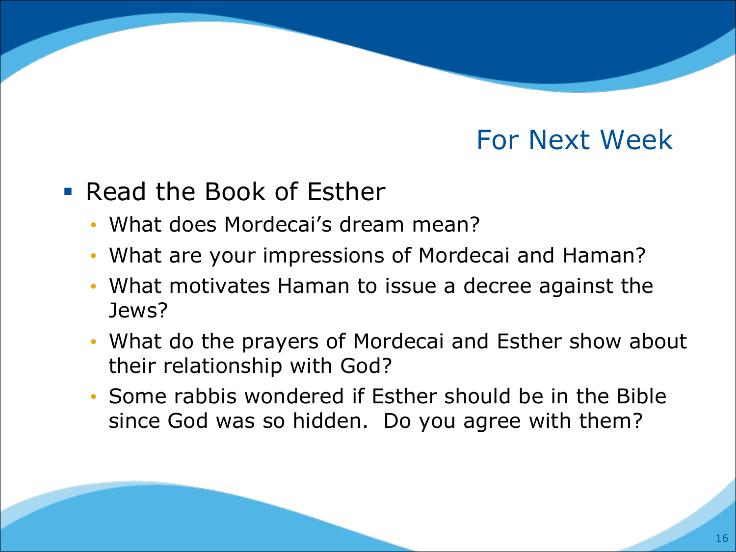## For Next Week

- Read the Book of Esther
  - What does Mordecai’s dream mean?
  - What are your impressions of Mordecai and Haman?
  - What motivates Haman to issue a decree against the Jews?
  - What do the prayers of Mordecai and Esther show about their relationship with God?
  - Some rabbis wondered if Esther should be in the Bible since God was so hidden. Do you agree with them?